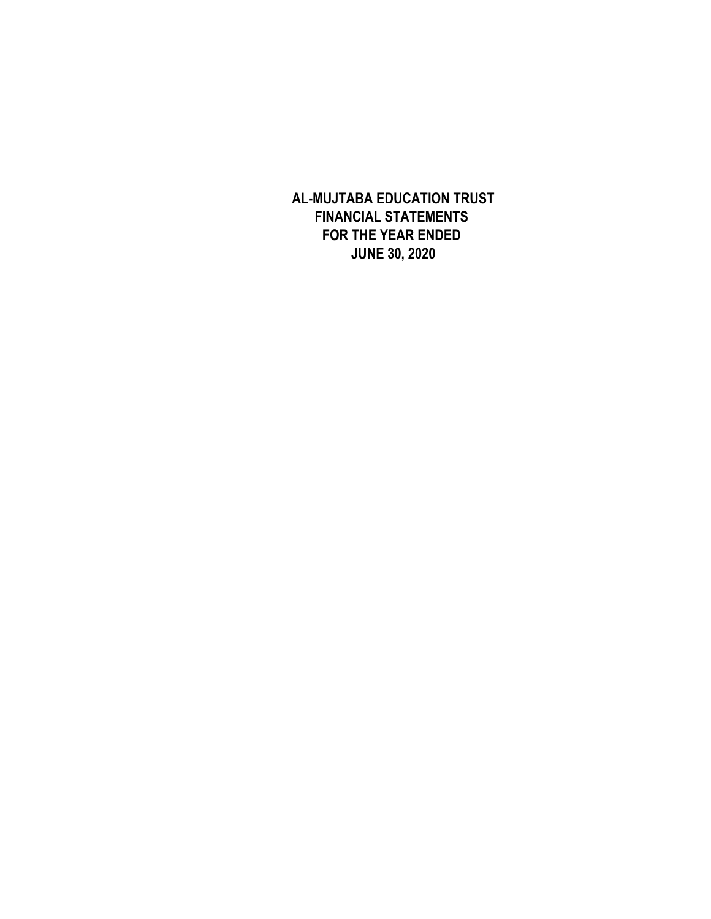# AL-MUJTABA EDUCATION TRUST

## FINANCIAL STATEMENTS

## FOR THE YEAR ENDED

## JUNE 30, 2020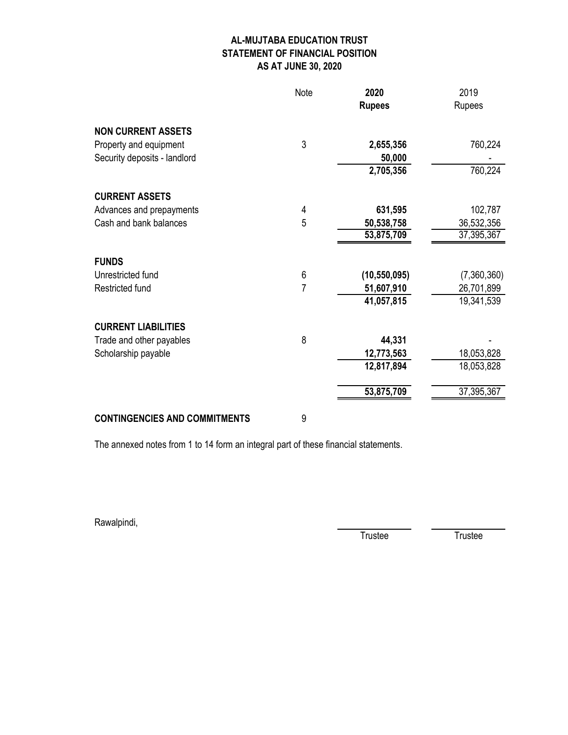# AL-MUJTABA EDUCATION TRUST
## STATEMENT OF FINANCIAL POSITION
## AS AT JUNE 30, 2020

| | Note | 2020 Rupees | 2019 Rupees |
|---|---|---|---|
| **NON CURRENT ASSETS** | | | |
| Property and equipment | 3 | **2,655,356** | 760,224 |
| Security deposits - landlord | | **50,000** | - |
| | | **2,705,356** | 760,224 |
| **CURRENT ASSETS** | | | |
| Advances and prepayments | 4 | **631,595** | 102,787 |
| Cash and bank balances | 5 | **50,538,758** | 36,532,356 |
| | | **53,875,709** | 37,395,367 |
| **FUNDS** | | | |
| Unrestricted fund | 6 | **(10,550,095)** | (7,360,360) |
| Restricted fund | 7 | **51,607,910** | 26,701,899 |
| | | **41,057,815** | 19,341,539 |
| **CURRENT LIABILITIES** | | | |
| Trade and other payables | 8 | **44,331** | - |
| Scholarship payable | | **12,773,563** | 18,053,828 |
| | | **12,817,894** | 18,053,828 |
| | | **53,875,709** | 37,395,367 |
| **CONTINGENCIES AND COMMITMENTS** | 9 | | |

The annexed notes from 1 to 14 form an integral part of these financial statements.

Rawalpindi,

Trustee    Trustee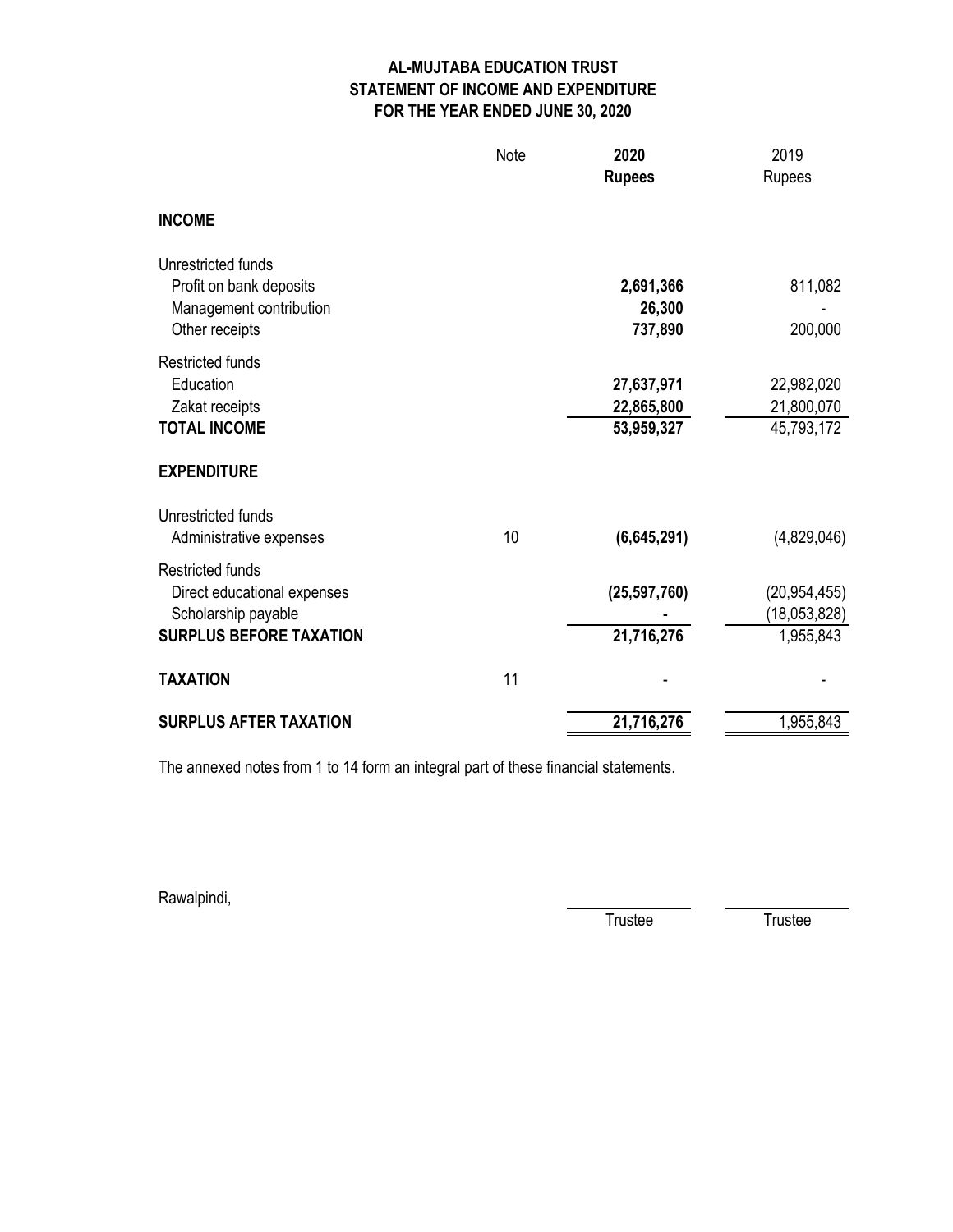# AL-MUJTABA EDUCATION TRUST
## STATEMENT OF INCOME AND EXPENDITURE
## FOR THE YEAR ENDED JUNE 30, 2020

| | Note | **2020 Rupees** | 2019 Rupees |
|---|---|---|---|
| **INCOME** | | | |
| Unrestricted funds | | | |
| Profit on bank deposits | | **2,691,366** | 811,082 |
| Management contribution | | **26,300** | - |
| Other receipts | | **737,890** | 200,000 |
| Restricted funds | | | |
| Education | | **27,637,971** | 22,982,020 |
| Zakat receipts | | **22,865,800** | 21,800,070 |
| **TOTAL INCOME** | | **53,959,327** | 45,793,172 |
| **EXPENDITURE** | | | |
| Unrestricted funds | | | |
| Administrative expenses | 10 | **(6,645,291)** | (4,829,046) |
| Restricted funds | | | |
| Direct educational expenses | | **(25,597,760)** | (20,954,455) |
| Scholarship payable | | **-** | (18,053,828) |
| **SURPLUS BEFORE TAXATION** | | **21,716,276** | 1,955,843 |
| **TAXATION** | 11 | - | - |
| **SURPLUS AFTER TAXATION** | | **21,716,276** | 1,955,843 |

The annexed notes from 1 to 14 form an integral part of these financial statements.

Rawalpindi,

Trustee　　　　Trustee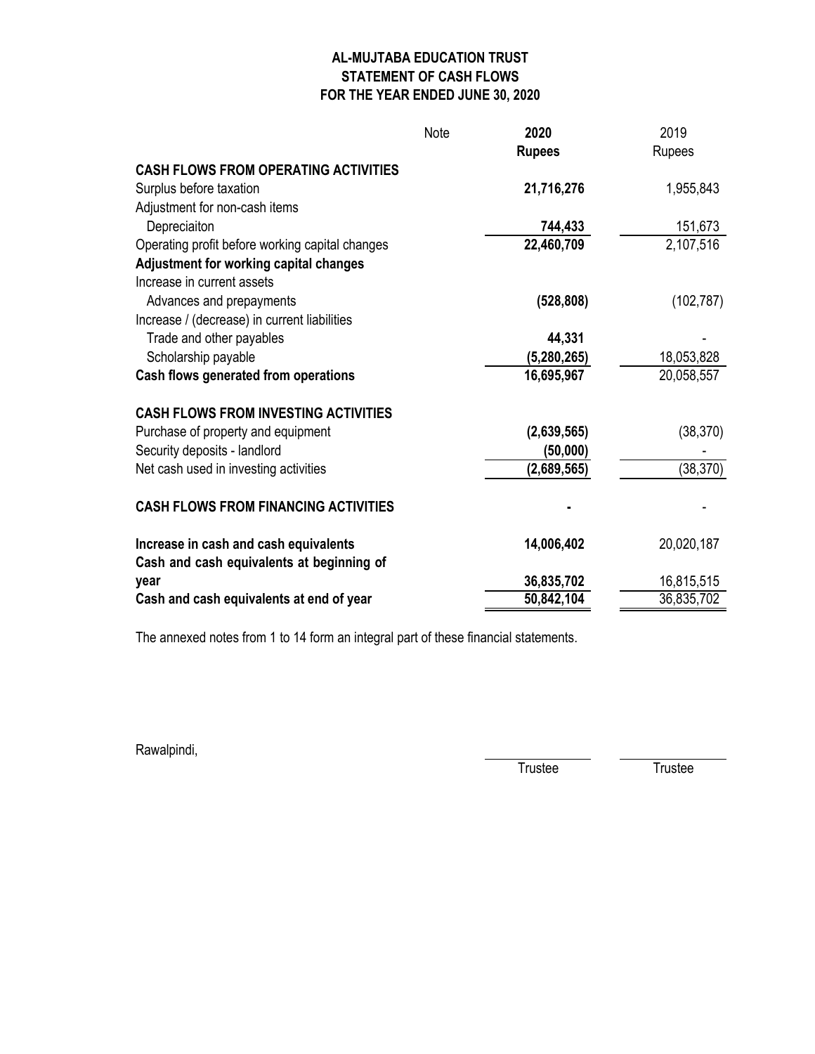# AL-MUJTABA EDUCATION TRUST
## STATEMENT OF CASH FLOWS
## FOR THE YEAR ENDED JUNE 30, 2020

| | Note | 2020 | 2019 |
|---|---|---|---|
| | | **Rupees** | Rupees |
| **CASH FLOWS FROM OPERATING ACTIVITIES** | | | |
| Surplus before taxation | | **21,716,276** | 1,955,843 |
| Adjustment for non-cash items | | | |
| Depreciaiton | | **744,433** | 151,673 |
| Operating profit before working capital changes | | **22,460,709** | 2,107,516 |
| **Adjustment for working capital changes** | | | |
| Increase in current assets | | | |
| Advances and prepayments | | **(528,808)** | (102,787) |
| Increase / (decrease) in current liabilities | | | |
| Trade and other payables | | **44,331** | - |
| Scholarship payable | | **(5,280,265)** | 18,053,828 |
| **Cash flows generated from operations** | | **16,695,967** | 20,058,557 |
| **CASH FLOWS FROM INVESTING ACTIVITIES** | | | |
| Purchase of property and equipment | | **(2,639,565)** | (38,370) |
| Security deposits - landlord | | **(50,000)** | - |
| Net cash used in investing activities | | **(2,689,565)** | (38,370) |
| **CASH FLOWS FROM FINANCING ACTIVITIES** | | **-** | - |
| **Increase in cash and cash equivalents** | | **14,006,402** | 20,020,187 |
| **Cash and cash equivalents at beginning of year** | | **36,835,702** | 16,815,515 |
| **Cash and cash equivalents at end of year** | | **50,842,104** | 36,835,702 |

The annexed notes from 1 to 14 form an integral part of these financial statements.

Rawalpindi,

Trustee Trustee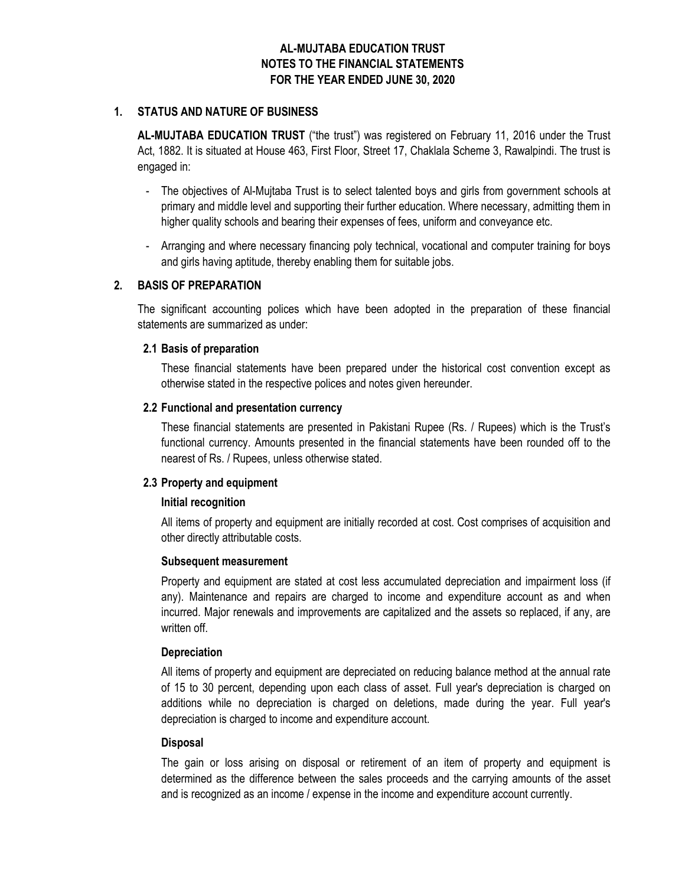# AL-MUJTABA EDUCATION TRUST
# NOTES TO THE FINANCIAL STATEMENTS
# FOR THE YEAR ENDED JUNE 30, 2020

## 1. STATUS AND NATURE OF BUSINESS

**AL-MUJTABA EDUCATION TRUST** ("the trust") was registered on February 11, 2016 under the Trust Act, 1882. It is situated at House 463, First Floor, Street 17, Chaklala Scheme 3, Rawalpindi. The trust is engaged in:

- The objectives of Al-Mujtaba Trust is to select talented boys and girls from government schools at primary and middle level and supporting their further education. Where necessary, admitting them in higher quality schools and bearing their expenses of fees, uniform and conveyance etc.
- Arranging and where necessary financing poly technical, vocational and computer training for boys and girls having aptitude, thereby enabling them for suitable jobs.

## 2. BASIS OF PREPARATION

The significant accounting polices which have been adopted in the preparation of these financial statements are summarized as under:

### 2.1 Basis of preparation

These financial statements have been prepared under the historical cost convention except as otherwise stated in the respective polices and notes given hereunder.

### 2.2 Functional and presentation currency

These financial statements are presented in Pakistani Rupee (Rs. / Rupees) which is the Trust's functional currency. Amounts presented in the financial statements have been rounded off to the nearest of Rs. / Rupees, unless otherwise stated.

### 2.3 Property and equipment

**Initial recognition**

All items of property and equipment are initially recorded at cost. Cost comprises of acquisition and other directly attributable costs.

**Subsequent measurement**

Property and equipment are stated at cost less accumulated depreciation and impairment loss (if any). Maintenance and repairs are charged to income and expenditure account as and when incurred. Major renewals and improvements are capitalized and the assets so replaced, if any, are written off.

**Depreciation**

All items of property and equipment are depreciated on reducing balance method at the annual rate of 15 to 30 percent, depending upon each class of asset. Full year's depreciation is charged on additions while no depreciation is charged on deletions, made during the year. Full year's depreciation is charged to income and expenditure account.

**Disposal**

The gain or loss arising on disposal or retirement of an item of property and equipment is determined as the difference between the sales proceeds and the carrying amounts of the asset and is recognized as an income / expense in the income and expenditure account currently.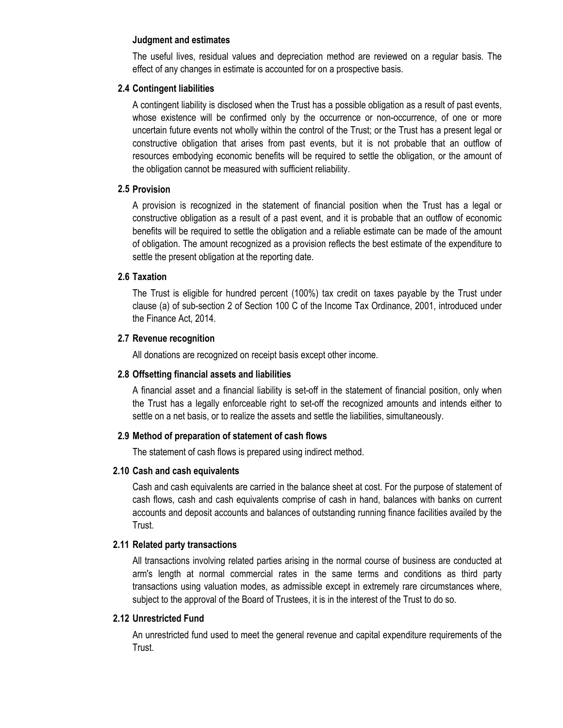**Judgment and estimates**

The useful lives, residual values and depreciation method are reviewed on a regular basis. The effect of any changes in estimate is accounted for on a prospective basis.

### 2.4 Contingent liabilities

A contingent liability is disclosed when the Trust has a possible obligation as a result of past events, whose existence will be confirmed only by the occurrence or non-occurrence, of one or more uncertain future events not wholly within the control of the Trust; or the Trust has a present legal or constructive obligation that arises from past events, but it is not probable that an outflow of resources embodying economic benefits will be required to settle the obligation, or the amount of the obligation cannot be measured with sufficient reliability.

### 2.5 Provision

A provision is recognized in the statement of financial position when the Trust has a legal or constructive obligation as a result of a past event, and it is probable that an outflow of economic benefits will be required to settle the obligation and a reliable estimate can be made of the amount of obligation. The amount recognized as a provision reflects the best estimate of the expenditure to settle the present obligation at the reporting date.

### 2.6 Taxation

The Trust is eligible for hundred percent (100%) tax credit on taxes payable by the Trust under clause (a) of sub-section 2 of Section 100 C of the Income Tax Ordinance, 2001, introduced under the Finance Act, 2014.

### 2.7 Revenue recognition

All donations are recognized on receipt basis except other income.

### 2.8 Offsetting financial assets and liabilities

A financial asset and a financial liability is set-off in the statement of financial position, only when the Trust has a legally enforceable right to set-off the recognized amounts and intends either to settle on a net basis, or to realize the assets and settle the liabilities, simultaneously.

### 2.9 Method of preparation of statement of cash flows

The statement of cash flows is prepared using indirect method.

### 2.10 Cash and cash equivalents

Cash and cash equivalents are carried in the balance sheet at cost. For the purpose of statement of cash flows, cash and cash equivalents comprise of cash in hand, balances with banks on current accounts and deposit accounts and balances of outstanding running finance facilities availed by the Trust.

### 2.11 Related party transactions

All transactions involving related parties arising in the normal course of business are conducted at arm's length at normal commercial rates in the same terms and conditions as third party transactions using valuation modes, as admissible except in extremely rare circumstances where, subject to the approval of the Board of Trustees, it is in the interest of the Trust to do so.

### 2.12 Unrestricted Fund

An unrestricted fund used to meet the general revenue and capital expenditure requirements of the Trust.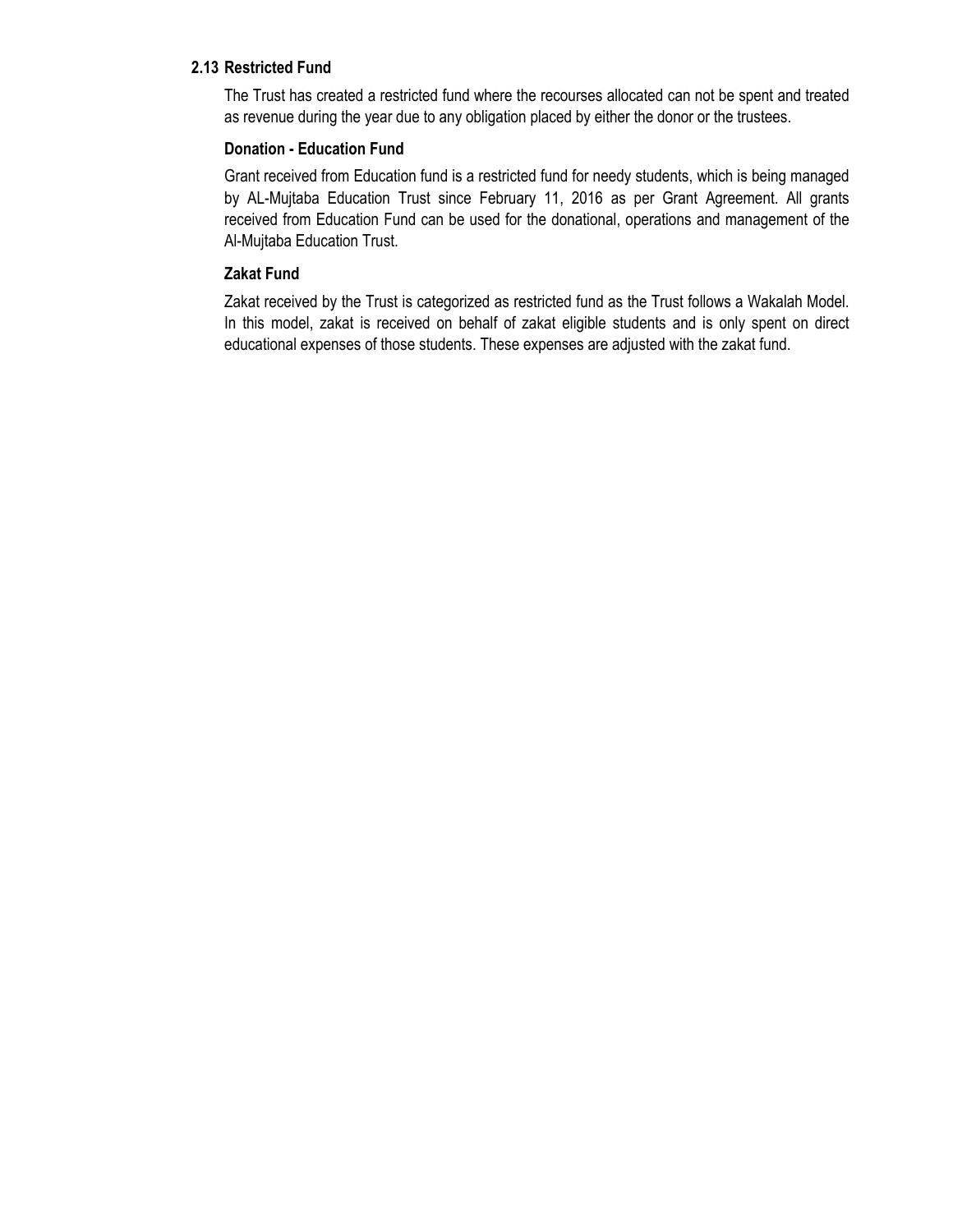### 2.13 Restricted Fund

The Trust has created a restricted fund where the recourses allocated can not be spent and treated as revenue during the year due to any obligation placed by either the donor or the trustees.

**Donation - Education Fund**

Grant received from Education fund is a restricted fund for needy students, which is being managed by AL-Mujtaba Education Trust since February 11, 2016 as per Grant Agreement. All grants received from Education Fund can be used for the donational, operations and management of the Al-Mujtaba Education Trust.

**Zakat Fund**

Zakat received by the Trust is categorized as restricted fund as the Trust follows a Wakalah Model. In this model, zakat is received on behalf of zakat eligible students and is only spent on direct educational expenses of those students. These expenses are adjusted with the zakat fund.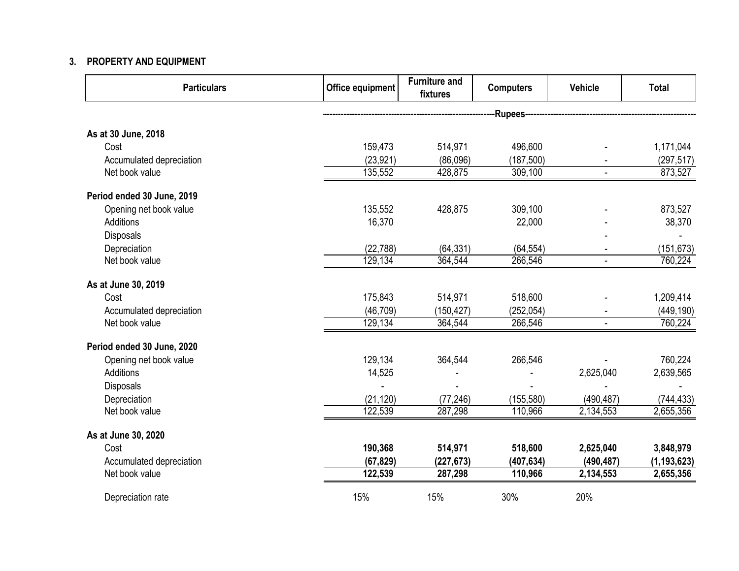## 3. PROPERTY AND EQUIPMENT

| Particulars | Office equipment | Furniture and fixtures | Computers | Vehicle | Total |
|---|---|---|---|---|---|
| | ---Rupees--- | | | | |
| **As at 30 June, 2018** | | | | | |
| Cost | 159,473 | 514,971 | 496,600 | - | 1,171,044 |
| Accumulated depreciation | (23,921) | (86,096) | (187,500) | - | (297,517) |
| Net book value | 135,552 | 428,875 | 309,100 | - | 873,527 |
| **Period ended 30 June, 2019** | | | | | |
| Opening net book value | 135,552 | 428,875 | 309,100 | - | 873,527 |
| Additions | 16,370 | | 22,000 | - | 38,370 |
| Disposals | | | | - | - |
| Depreciation | (22,788) | (64,331) | (64,554) | - | (151,673) |
| Net book value | 129,134 | 364,544 | 266,546 | - | 760,224 |
| **As at June 30, 2019** | | | | | |
| Cost | 175,843 | 514,971 | 518,600 | - | 1,209,414 |
| Accumulated depreciation | (46,709) | (150,427) | (252,054) | - | (449,190) |
| Net book value | 129,134 | 364,544 | 266,546 | - | 760,224 |
| **Period ended 30 June, 2020** | | | | | |
| Opening net book value | 129,134 | 364,544 | 266,546 | - | 760,224 |
| Additions | 14,525 | - | - | 2,625,040 | 2,639,565 |
| Disposals | - | - | - | - | - |
| Depreciation | (21,120) | (77,246) | (155,580) | (490,487) | (744,433) |
| Net book value | 122,539 | 287,298 | 110,966 | 2,134,553 | 2,655,356 |
| **As at June 30, 2020** | | | | | |
| Cost | **190,368** | **514,971** | **518,600** | **2,625,040** | **3,848,979** |
| Accumulated depreciation | **(67,829)** | **(227,673)** | **(407,634)** | **(490,487)** | **(1,193,623)** |
| Net book value | **122,539** | **287,298** | **110,966** | **2,134,553** | **2,655,356** |
| Depreciation rate | 15% | 15% | 30% | 20% | |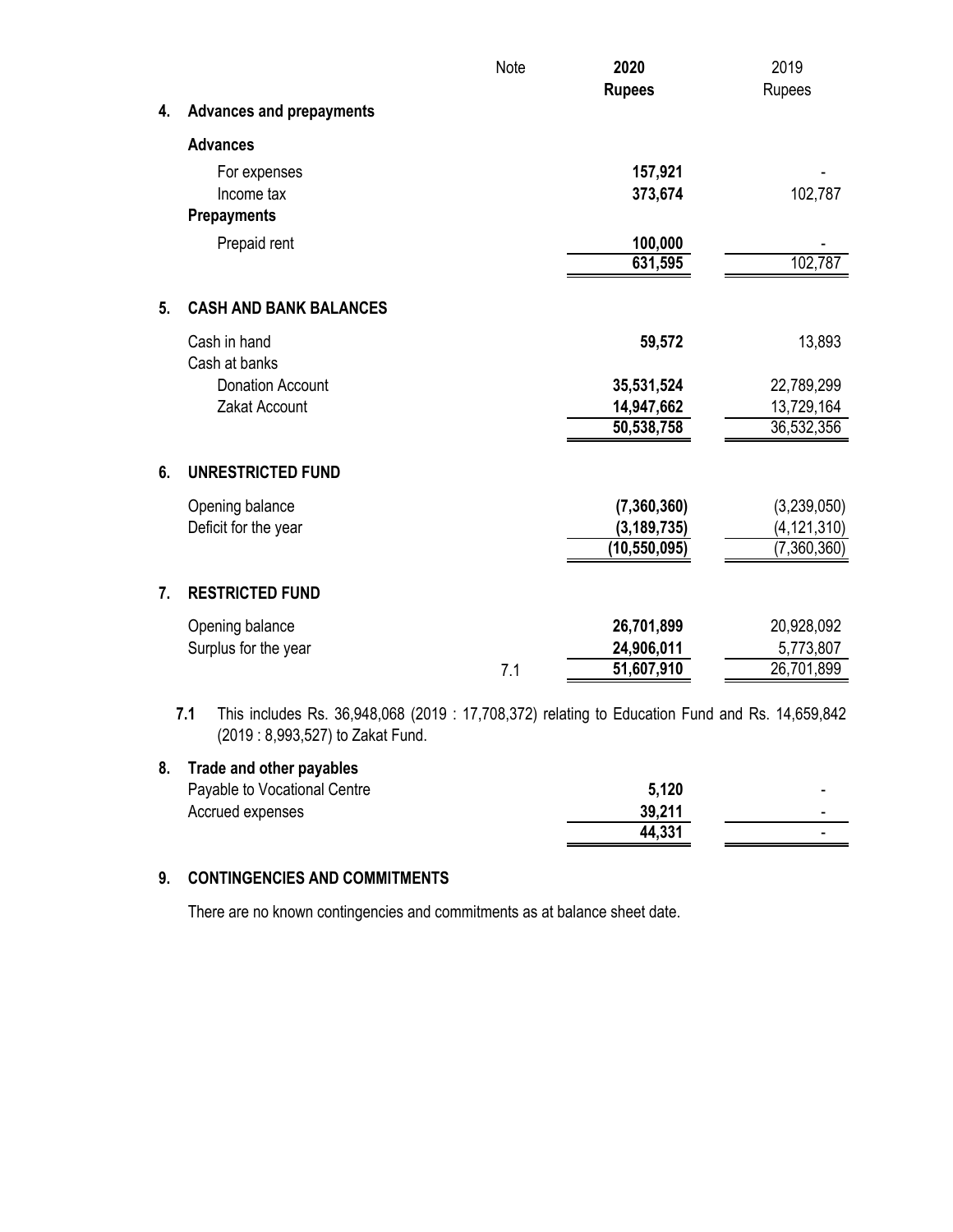| | Note | 2020 Rupees | 2019 Rupees |
|---|---|---|---|
| **4. Advances and prepayments** | | | |
| **Advances** | | | |
| For expenses | | **157,921** | - |
| Income tax | | **373,674** | 102,787 |
| **Prepayments** | | | |
| Prepaid rent | | **100,000** | - |
| | | **631,595** | 102,787 |
| **5. CASH AND BANK BALANCES** | | | |
| Cash in hand | | **59,572** | 13,893 |
| Cash at banks | | | |
| Donation Account | | **35,531,524** | 22,789,299 |
| Zakat Account | | **14,947,662** | 13,729,164 |
| | | **50,538,758** | 36,532,356 |
| **6. UNRESTRICTED FUND** | | | |
| Opening balance | | **(7,360,360)** | (3,239,050) |
| Deficit for the year | | **(3,189,735)** | (4,121,310) |
| | | **(10,550,095)** | (7,360,360) |
| **7. RESTRICTED FUND** | | | |
| Opening balance | | **26,701,899** | 20,928,092 |
| Surplus for the year | | **24,906,011** | 5,773,807 |
| | 7.1 | **51,607,910** | 26,701,899 |

**7.1** This includes Rs. 36,948,068 (2019 : 17,708,372) relating to Education Fund and Rs. 14,659,842 (2019 : 8,993,527) to Zakat Fund.

| | | 2020 Rupees | 2019 Rupees |
|---|---|---|---|
| **8. Trade and other payables** | | | |
| Payable to Vocational Centre | | **5,120** | - |
| Accrued expenses | | **39,211** | - |
| | | **44,331** | - |

## 9. CONTINGENCIES AND COMMITMENTS

There are no known contingencies and commitments as at balance sheet date.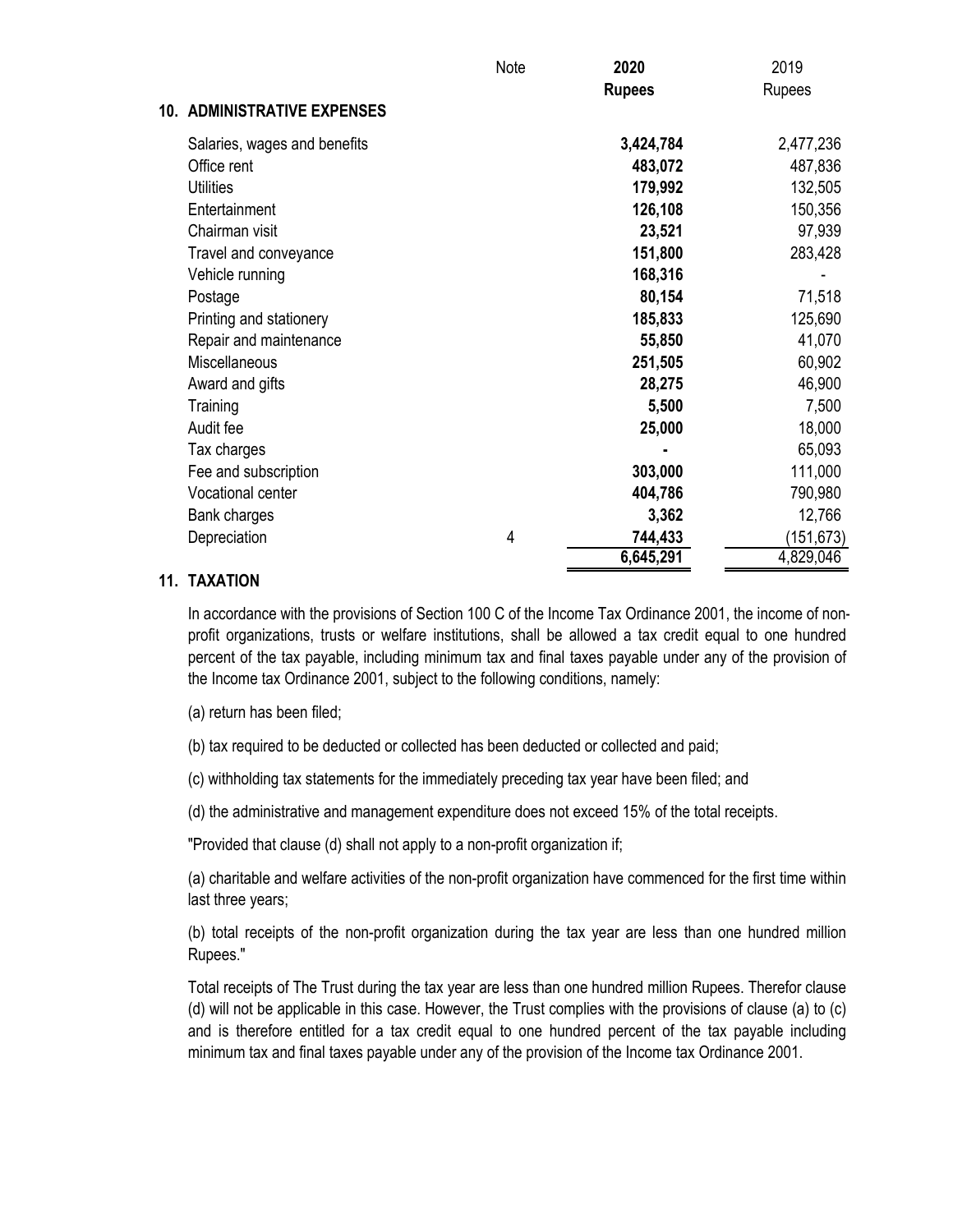## 10. ADMINISTRATIVE EXPENSES

| | Note | 2020 Rupees | 2019 Rupees |
|---|---|---|---|
| Salaries, wages and benefits | | **3,424,784** | 2,477,236 |
| Office rent | | **483,072** | 487,836 |
| Utilities | | **179,992** | 132,505 |
| Entertainment | | **126,108** | 150,356 |
| Chairman visit | | **23,521** | 97,939 |
| Travel and conveyance | | **151,800** | 283,428 |
| Vehicle running | | **168,316** | - |
| Postage | | **80,154** | 71,518 |
| Printing and stationery | | **185,833** | 125,690 |
| Repair and maintenance | | **55,850** | 41,070 |
| Miscellaneous | | **251,505** | 60,902 |
| Award and gifts | | **28,275** | 46,900 |
| Training | | **5,500** | 7,500 |
| Audit fee | | **25,000** | 18,000 |
| Tax charges | | **-** | 65,093 |
| Fee and subscription | | **303,000** | 111,000 |
| Vocational center | | **404,786** | 790,980 |
| Bank charges | | **3,362** | 12,766 |
| Depreciation | 4 | **744,433** | (151,673) |
| | | **6,645,291** | 4,829,046 |

## 11. TAXATION

In accordance with the provisions of Section 100 C of the Income Tax Ordinance 2001, the income of non-profit organizations, trusts or welfare institutions, shall be allowed a tax credit equal to one hundred percent of the tax payable, including minimum tax and final taxes payable under any of the provision of the Income tax Ordinance 2001, subject to the following conditions, namely:

(a) return has been filed;

(b) tax required to be deducted or collected has been deducted or collected and paid;

(c) withholding tax statements for the immediately preceding tax year have been filed; and

(d) the administrative and management expenditure does not exceed 15% of the total receipts.

"Provided that clause (d) shall not apply to a non-profit organization if;

(a) charitable and welfare activities of the non-profit organization have commenced for the first time within last three years;

(b) total receipts of the non-profit organization during the tax year are less than one hundred million Rupees."

Total receipts of The Trust during the tax year are less than one hundred million Rupees. Therefor clause (d) will not be applicable in this case. However, the Trust complies with the provisions of clause (a) to (c) and is therefore entitled for a tax credit equal to one hundred percent of the tax payable including minimum tax and final taxes payable under any of the provision of the Income tax Ordinance 2001.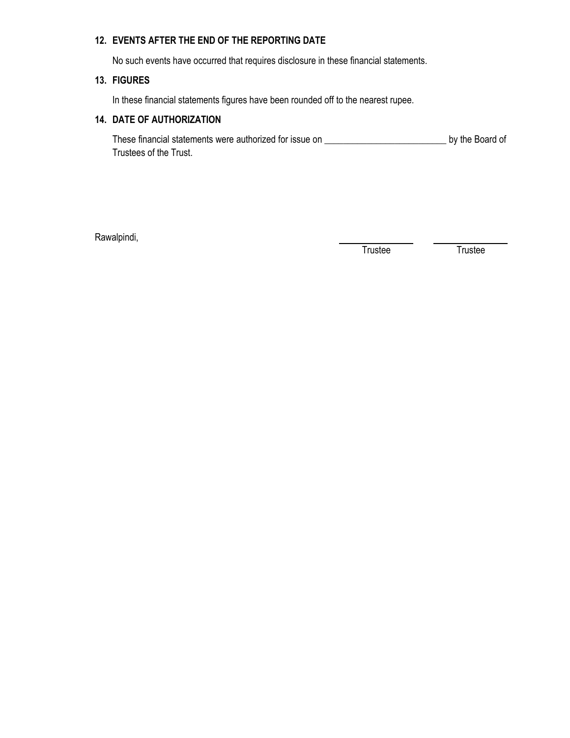## 12. EVENTS AFTER THE END OF THE REPORTING DATE

No such events have occurred that requires disclosure in these financial statements.

## 13. FIGURES

In these financial statements figures have been rounded off to the nearest rupee.

## 14. DATE OF AUTHORIZATION

These financial statements were authorized for issue on __________________________ by the Board of Trustees of the Trust.

Rawalpindi,

Trustee     Trustee